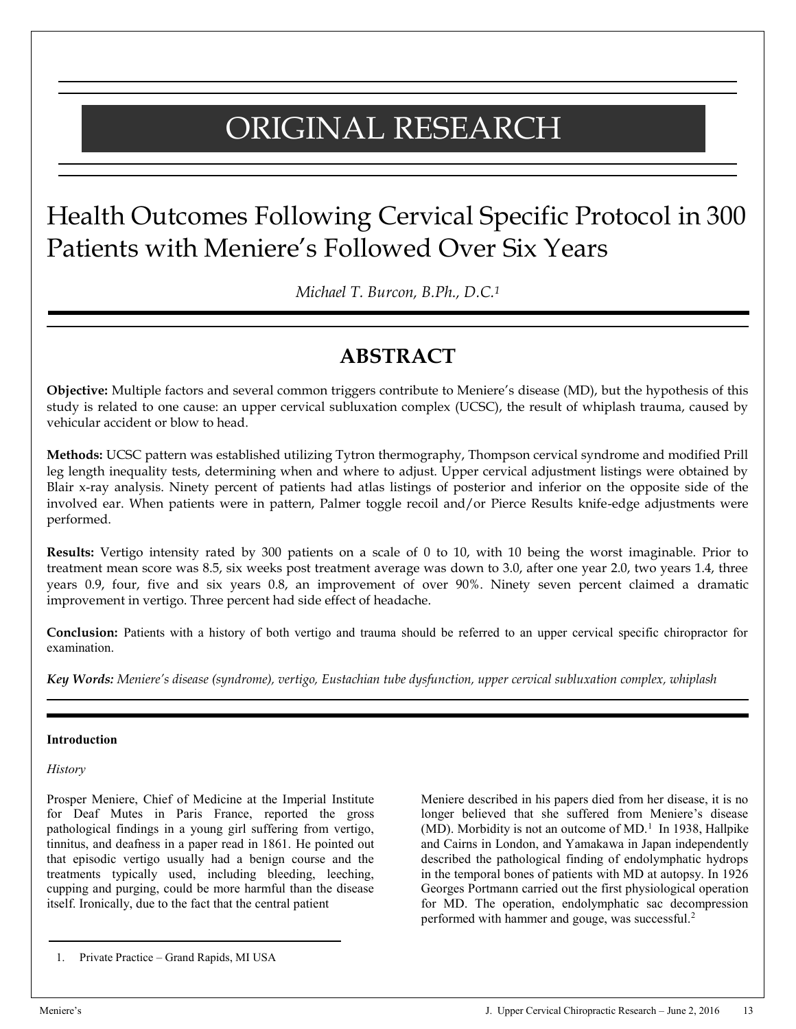# ORIGINAL RESEARCH

# Health Outcomes Following Cervical Specific Protocol in 300 Patients with Meniere's Followed Over Six Years

*Michael T. Burcon, B.Ph., D.C.[1]*

## ABSTRACT

**Objective:** Multiple factors and several common triggers contribute to Meniere's disease (MD), but the hypothesis of this study is related to one cause: an upper cervical subluxation complex (UCSC), the result of whiplash trauma, caused by vehicular accident or blow to head.

**Methods:** UCSC pattern was established utilizing Tytron thermography, Thompson cervical syndrome and modified Prill leg length inequality tests, determining when and where to adjust. Upper cervical adjustment listings were obtained by Blair x-ray analysis. Ninety percent of patients had atlas listings of posterior and inferior on the opposite side of the involved ear. When patients were in pattern, Palmer toggle recoil and/or Pierce Results knife-edge adjustments were performed.

**Results:** Vertigo intensity rated by 300 patients on a scale of 0 to 10, with 10 being the worst imaginable. Prior to treatment mean score was 8.5, six weeks post treatment average was down to 3.0, after one year 2.0, two years 1.4, three years 0.9, four, five and six years 0.8, an improvement of over 90%. Ninety seven percent claimed a dramatic improvement in vertigo. Three percent had side effect of headache.

**Conclusion:** Patients with a history of both vertigo and trauma should be referred to an upper cervical specific chiropractor for examination.

***Key Words:*** *Meniere's disease (syndrome), vertigo, Eustachian tube dysfunction, upper cervical subluxation complex, whiplash*

### Introduction

*History*

Prosper Meniere, Chief of Medicine at the Imperial Institute for Deaf Mutes in Paris France, reported the gross pathological findings in a young girl suffering from vertigo, tinnitus, and deafness in a paper read in 1861. He pointed out that episodic vertigo usually had a benign course and the treatments typically used, including bleeding, leeching, cupping and purging, could be more harmful than the disease itself. Ironically, due to the fact that the central patient Meniere described in his papers died from her disease, it is no longer believed that she suffered from Meniere's disease (MD). Morbidity is not an outcome of MD.[1] In 1938, Hallpike and Cairns in London, and Yamakawa in Japan independently described the pathological finding of endolymphatic hydrops in the temporal bones of patients with MD at autopsy. In 1926 Georges Portmann carried out the first physiological operation for MD. The operation, endolymphatic sac decompression performed with hammer and gouge, was successful.[2]

1. Private Practice – Grand Rapids, MI USA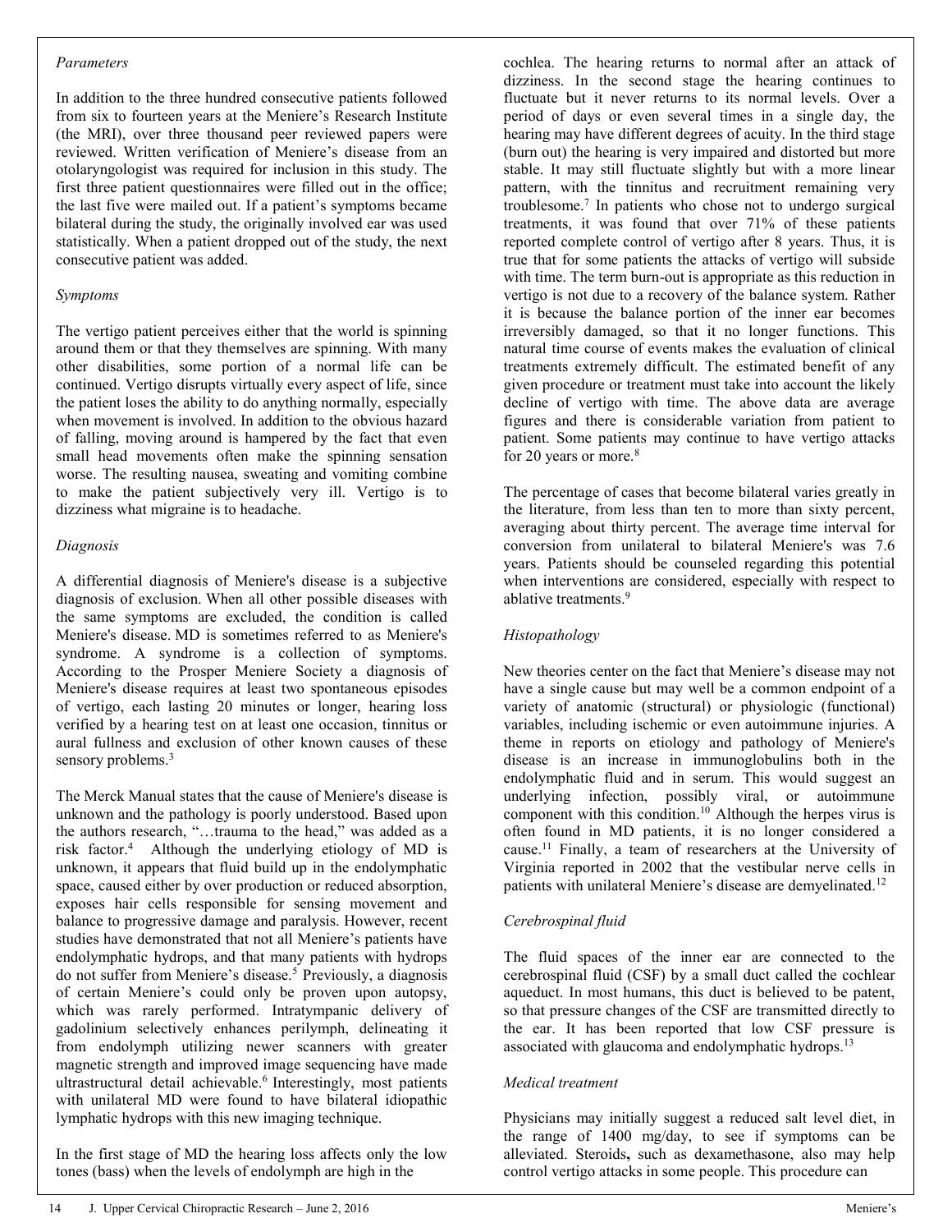### *Parameters*

In addition to the three hundred consecutive patients followed from six to fourteen years at the Meniere's Research Institute (the MRI), over three thousand peer reviewed papers were reviewed. Written verification of Meniere's disease from an otolaryngologist was required for inclusion in this study. The first three patient questionnaires were filled out in the office; the last five were mailed out. If a patient's symptoms became bilateral during the study, the originally involved ear was used statistically. When a patient dropped out of the study, the next consecutive patient was added.

### *Symptoms*

The vertigo patient perceives either that the world is spinning around them or that they themselves are spinning. With many other disabilities, some portion of a normal life can be continued. Vertigo disrupts virtually every aspect of life, since the patient loses the ability to do anything normally, especially when movement is involved. In addition to the obvious hazard of falling, moving around is hampered by the fact that even small head movements often make the spinning sensation worse. The resulting nausea, sweating and vomiting combine to make the patient subjectively very ill. Vertigo is to dizziness what migraine is to headache.

### *Diagnosis*

A differential diagnosis of Meniere's disease is a subjective diagnosis of exclusion. When all other possible diseases with the same symptoms are excluded, the condition is called Meniere's disease. MD is sometimes referred to as Meniere's syndrome. A syndrome is a collection of symptoms. According to the Prosper Meniere Society a diagnosis of Meniere's disease requires at least two spontaneous episodes of vertigo, each lasting 20 minutes or longer, hearing loss verified by a hearing test on at least one occasion, tinnitus or aural fullness and exclusion of other known causes of these sensory problems.[3]

The Merck Manual states that the cause of Meniere's disease is unknown and the pathology is poorly understood. Based upon the authors research, "…trauma to the head," was added as a risk factor.[4] Although the underlying etiology of MD is unknown, it appears that fluid build up in the endolymphatic space, caused either by over production or reduced absorption, exposes hair cells responsible for sensing movement and balance to progressive damage and paralysis. However, recent studies have demonstrated that not all Meniere's patients have endolymphatic hydrops, and that many patients with hydrops do not suffer from Meniere's disease.[5] Previously, a diagnosis of certain Meniere's could only be proven upon autopsy, which was rarely performed. Intratympanic delivery of gadolinium selectively enhances perilymph, delineating it from endolymph utilizing newer scanners with greater magnetic strength and improved image sequencing have made ultrastructural detail achievable.[6] Interestingly, most patients with unilateral MD were found to have bilateral idiopathic lymphatic hydrops with this new imaging technique.

In the first stage of MD the hearing loss affects only the low tones (bass) when the levels of endolymph are high in the cochlea. The hearing returns to normal after an attack of dizziness. In the second stage the hearing continues to fluctuate but it never returns to its normal levels. Over a period of days or even several times in a single day, the hearing may have different degrees of acuity. In the third stage (burn out) the hearing is very impaired and distorted but more stable. It may still fluctuate slightly but with a more linear pattern, with the tinnitus and recruitment remaining very troublesome.[7] In patients who chose not to undergo surgical treatments, it was found that over 71% of these patients reported complete control of vertigo after 8 years. Thus, it is true that for some patients the attacks of vertigo will subside with time. The term burn-out is appropriate as this reduction in vertigo is not due to a recovery of the balance system. Rather it is because the balance portion of the inner ear becomes irreversibly damaged, so that it no longer functions. This natural time course of events makes the evaluation of clinical treatments extremely difficult. The estimated benefit of any given procedure or treatment must take into account the likely decline of vertigo with time. The above data are average figures and there is considerable variation from patient to patient. Some patients may continue to have vertigo attacks for 20 years or more.[8]

The percentage of cases that become bilateral varies greatly in the literature, from less than ten to more than sixty percent, averaging about thirty percent. The average time interval for conversion from unilateral to bilateral Meniere's was 7.6 years. Patients should be counseled regarding this potential when interventions are considered, especially with respect to ablative treatments.[9]

### *Histopathology*

New theories center on the fact that Meniere's disease may not have a single cause but may well be a common endpoint of a variety of anatomic (structural) or physiologic (functional) variables, including ischemic or even autoimmune injuries. A theme in reports on etiology and pathology of Meniere's disease is an increase in immunoglobulins both in the endolymphatic fluid and in serum. This would suggest an underlying infection, possibly viral, or autoimmune component with this condition.[10] Although the herpes virus is often found in MD patients, it is no longer considered a cause.[11] Finally, a team of researchers at the University of Virginia reported in 2002 that the vestibular nerve cells in patients with unilateral Meniere's disease are demyelinated.[12]

### *Cerebrospinal fluid*

The fluid spaces of the inner ear are connected to the cerebrospinal fluid (CSF) by a small duct called the cochlear aqueduct. In most humans, this duct is believed to be patent, so that pressure changes of the CSF are transmitted directly to the ear. It has been reported that low CSF pressure is associated with glaucoma and endolymphatic hydrops.[13]

### *Medical treatment*

Physicians may initially suggest a reduced salt level diet, in the range of 1400 mg/day, to see if symptoms can be alleviated. Steroids**,** such as dexamethasone, also may help control vertigo attacks in some people. This procedure can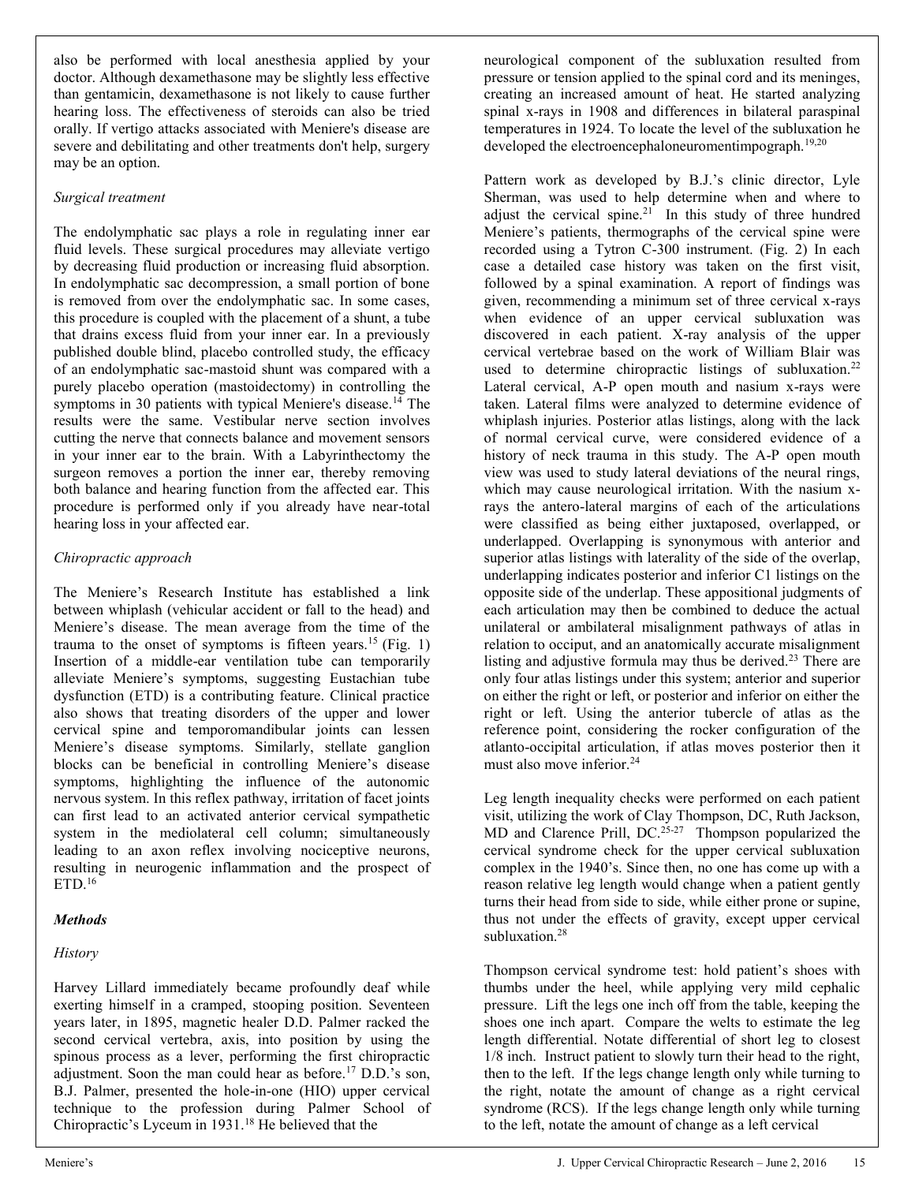also be performed with local anesthesia applied by your doctor. Although dexamethasone may be slightly less effective than gentamicin, dexamethasone is not likely to cause further hearing loss. The effectiveness of steroids can also be tried orally. If vertigo attacks associated with Meniere's disease are severe and debilitating and other treatments don't help, surgery may be an option.

*Surgical treatment*

The endolymphatic sac plays a role in regulating inner ear fluid levels. These surgical procedures may alleviate vertigo by decreasing fluid production or increasing fluid absorption. In endolymphatic sac decompression, a small portion of bone is removed from over the endolymphatic sac. In some cases, this procedure is coupled with the placement of a shunt, a tube that drains excess fluid from your inner ear. In a previously published double blind, placebo controlled study, the efficacy of an endolymphatic sac-mastoid shunt was compared with a purely placebo operation (mastoidectomy) in controlling the symptoms in 30 patients with typical Meniere's disease.[14] The results were the same. Vestibular nerve section involves cutting the nerve that connects balance and movement sensors in your inner ear to the brain. With a Labyrinthectomy the surgeon removes a portion the inner ear, thereby removing both balance and hearing function from the affected ear. This procedure is performed only if you already have near-total hearing loss in your affected ear.

*Chiropractic approach*

The Meniere's Research Institute has established a link between whiplash (vehicular accident or fall to the head) and Meniere's disease. The mean average from the time of the trauma to the onset of symptoms is fifteen years.[15] (Fig. 1) Insertion of a middle-ear ventilation tube can temporarily alleviate Meniere's symptoms, suggesting Eustachian tube dysfunction (ETD) is a contributing feature. Clinical practice also shows that treating disorders of the upper and lower cervical spine and temporomandibular joints can lessen Meniere's disease symptoms. Similarly, stellate ganglion blocks can be beneficial in controlling Meniere's disease symptoms, highlighting the influence of the autonomic nervous system. In this reflex pathway, irritation of facet joints can first lead to an activated anterior cervical sympathetic system in the mediolateral cell column; simultaneously leading to an axon reflex involving nociceptive neurons, resulting in neurogenic inflammation and the prospect of ETD.[16]

***Methods***

*History*

Harvey Lillard immediately became profoundly deaf while exerting himself in a cramped, stooping position. Seventeen years later, in 1895, magnetic healer D.D. Palmer racked the second cervical vertebra, axis, into position by using the spinous process as a lever, performing the first chiropractic adjustment. Soon the man could hear as before.[17] D.D.'s son, B.J. Palmer, presented the hole-in-one (HIO) upper cervical technique to the profession during Palmer School of Chiropractic's Lyceum in 1931.[18] He believed that the neurological component of the subluxation resulted from pressure or tension applied to the spinal cord and its meninges, creating an increased amount of heat. He started analyzing spinal x-rays in 1908 and differences in bilateral paraspinal temperatures in 1924. To locate the level of the subluxation he developed the electroencephaloneuromentimpograph.[19,20]

Pattern work as developed by B.J.'s clinic director, Lyle Sherman, was used to help determine when and where to adjust the cervical spine.[21] In this study of three hundred Meniere's patients, thermographs of the cervical spine were recorded using a Tytron C-300 instrument. (Fig. 2) In each case a detailed case history was taken on the first visit, followed by a spinal examination. A report of findings was given, recommending a minimum set of three cervical x-rays when evidence of an upper cervical subluxation was discovered in each patient. X-ray analysis of the upper cervical vertebrae based on the work of William Blair was used to determine chiropractic listings of subluxation.[22] Lateral cervical, A-P open mouth and nasium x-rays were taken. Lateral films were analyzed to determine evidence of whiplash injuries. Posterior atlas listings, along with the lack of normal cervical curve, were considered evidence of a history of neck trauma in this study. The A-P open mouth view was used to study lateral deviations of the neural rings, which may cause neurological irritation. With the nasium x-rays the antero-lateral margins of each of the articulations were classified as being either juxtaposed, overlapped, or underlapped. Overlapping is synonymous with anterior and superior atlas listings with laterality of the side of the overlap, underlapping indicates posterior and inferior C1 listings on the opposite side of the underlap. These appositional judgments of each articulation may then be combined to deduce the actual unilateral or ambilateral misalignment pathways of atlas in relation to occiput, and an anatomically accurate misalignment listing and adjustive formula may thus be derived.[23] There are only four atlas listings under this system; anterior and superior on either the right or left, or posterior and inferior on either the right or left. Using the anterior tubercle of atlas as the reference point, considering the rocker configuration of the atlanto-occipital articulation, if atlas moves posterior then it must also move inferior.[24]

Leg length inequality checks were performed on each patient visit, utilizing the work of Clay Thompson, DC, Ruth Jackson, MD and Clarence Prill, DC.[25-27] Thompson popularized the cervical syndrome check for the upper cervical subluxation complex in the 1940's. Since then, no one has come up with a reason relative leg length would change when a patient gently turns their head from side to side, while either prone or supine, thus not under the effects of gravity, except upper cervical subluxation.[28]

Thompson cervical syndrome test: hold patient's shoes with thumbs under the heel, while applying very mild cephalic pressure. Lift the legs one inch off from the table, keeping the shoes one inch apart. Compare the welts to estimate the leg length differential. Notate differential of short leg to closest 1/8 inch. Instruct patient to slowly turn their head to the right, then to the left. If the legs change length only while turning to the right, notate the amount of change as a right cervical syndrome (RCS). If the legs change length only while turning to the left, notate the amount of change as a left cervical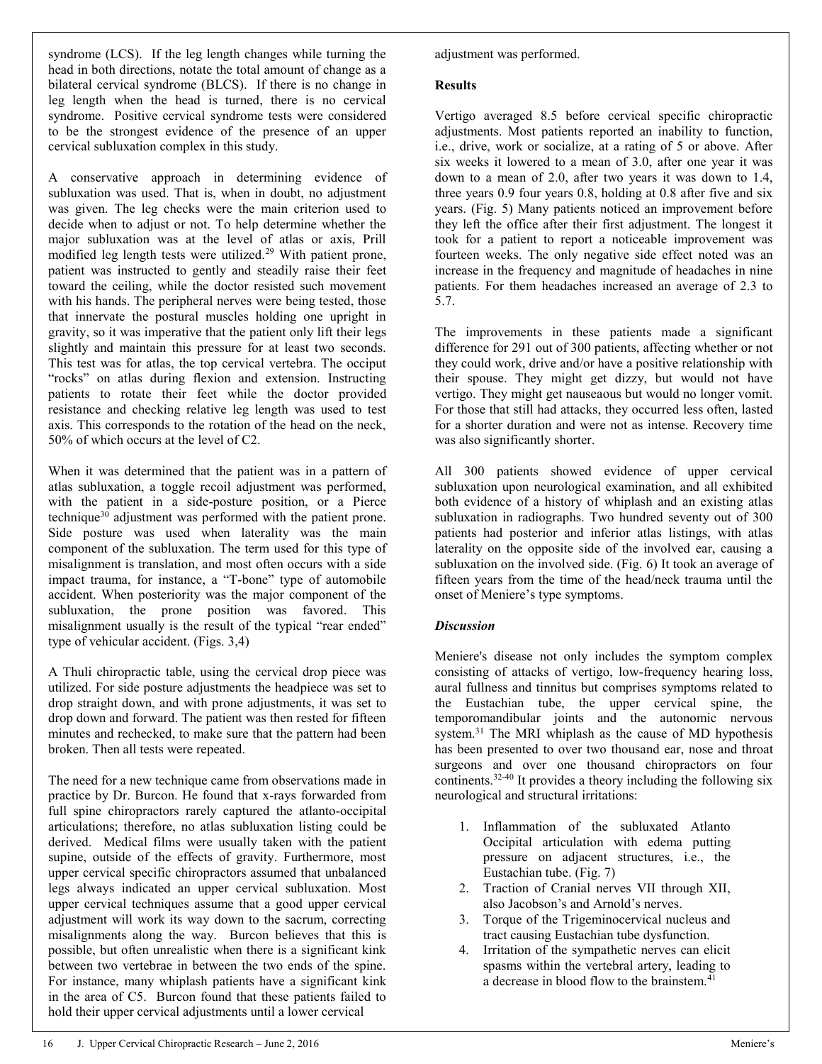syndrome (LCS). If the leg length changes while turning the head in both directions, notate the total amount of change as a bilateral cervical syndrome (BLCS). If there is no change in leg length when the head is turned, there is no cervical syndrome. Positive cervical syndrome tests were considered to be the strongest evidence of the presence of an upper cervical subluxation complex in this study.

A conservative approach in determining evidence of subluxation was used. That is, when in doubt, no adjustment was given. The leg checks were the main criterion used to decide when to adjust or not. To help determine whether the major subluxation was at the level of atlas or axis, Prill modified leg length tests were utilized.[29] With patient prone, patient was instructed to gently and steadily raise their feet toward the ceiling, while the doctor resisted such movement with his hands. The peripheral nerves were being tested, those that innervate the postural muscles holding one upright in gravity, so it was imperative that the patient only lift their legs slightly and maintain this pressure for at least two seconds. This test was for atlas, the top cervical vertebra. The occiput "rocks" on atlas during flexion and extension. Instructing patients to rotate their feet while the doctor provided resistance and checking relative leg length was used to test axis. This corresponds to the rotation of the head on the neck, 50% of which occurs at the level of C2.

When it was determined that the patient was in a pattern of atlas subluxation, a toggle recoil adjustment was performed, with the patient in a side-posture position, or a Pierce technique[30] adjustment was performed with the patient prone. Side posture was used when laterality was the main component of the subluxation. The term used for this type of misalignment is translation, and most often occurs with a side impact trauma, for instance, a "T-bone" type of automobile accident. When posteriority was the major component of the subluxation, the prone position was favored. This misalignment usually is the result of the typical "rear ended" type of vehicular accident. (Figs. 3,4)

A Thuli chiropractic table, using the cervical drop piece was utilized. For side posture adjustments the headpiece was set to drop straight down, and with prone adjustments, it was set to drop down and forward. The patient was then rested for fifteen minutes and rechecked, to make sure that the pattern had been broken. Then all tests were repeated.

The need for a new technique came from observations made in practice by Dr. Burcon. He found that x-rays forwarded from full spine chiropractors rarely captured the atlanto-occipital articulations; therefore, no atlas subluxation listing could be derived. Medical films were usually taken with the patient supine, outside of the effects of gravity. Furthermore, most upper cervical specific chiropractors assumed that unbalanced legs always indicated an upper cervical subluxation. Most upper cervical techniques assume that a good upper cervical adjustment will work its way down to the sacrum, correcting misalignments along the way. Burcon believes that this is possible, but often unrealistic when there is a significant kink between two vertebrae in between the two ends of the spine. For instance, many whiplash patients have a significant kink in the area of C5. Burcon found that these patients failed to hold their upper cervical adjustments until a lower cervical adjustment was performed.

**Results**

Vertigo averaged 8.5 before cervical specific chiropractic adjustments. Most patients reported an inability to function, i.e., drive, work or socialize, at a rating of 5 or above. After six weeks it lowered to a mean of 3.0, after one year it was down to a mean of 2.0, after two years it was down to 1.4, three years 0.9 four years 0.8, holding at 0.8 after five and six years. (Fig. 5) Many patients noticed an improvement before they left the office after their first adjustment. The longest it took for a patient to report a noticeable improvement was fourteen weeks. The only negative side effect noted was an increase in the frequency and magnitude of headaches in nine patients. For them headaches increased an average of 2.3 to 5.7.

The improvements in these patients made a significant difference for 291 out of 300 patients, affecting whether or not they could work, drive and/or have a positive relationship with their spouse. They might get dizzy, but would not have vertigo. They might get nauseous but would no longer vomit. For those that still had attacks, they occurred less often, lasted for a shorter duration and were not as intense. Recovery time was also significantly shorter.

All 300 patients showed evidence of upper cervical subluxation upon neurological examination, and all exhibited both evidence of a history of whiplash and an existing atlas subluxation in radiographs. Two hundred seventy out of 300 patients had posterior and inferior atlas listings, with atlas laterality on the opposite side of the involved ear, causing a subluxation on the involved side. (Fig. 6) It took an average of fifteen years from the time of the head/neck trauma until the onset of Meniere's type symptoms.

***Discussion***

Meniere's disease not only includes the symptom complex consisting of attacks of vertigo, low-frequency hearing loss, aural fullness and tinnitus but comprises symptoms related to the Eustachian tube, the upper cervical spine, the temporomandibular joints and the autonomic nervous system.[31] The MRI whiplash as the cause of MD hypothesis has been presented to over two thousand ear, nose and throat surgeons and over one thousand chiropractors on four continents.[32-40] It provides a theory including the following six neurological and structural irritations:

1. Inflammation of the subluxated Atlanto Occipital articulation with edema putting pressure on adjacent structures, i.e., the Eustachian tube. (Fig. 7)
2. Traction of Cranial nerves VII through XII, also Jacobson's and Arnold's nerves.
3. Torque of the Trigeminocervical nucleus and tract causing Eustachian tube dysfunction.
4. Irritation of the sympathetic nerves can elicit spasms within the vertebral artery, leading to a decrease in blood flow to the brainstem.[41]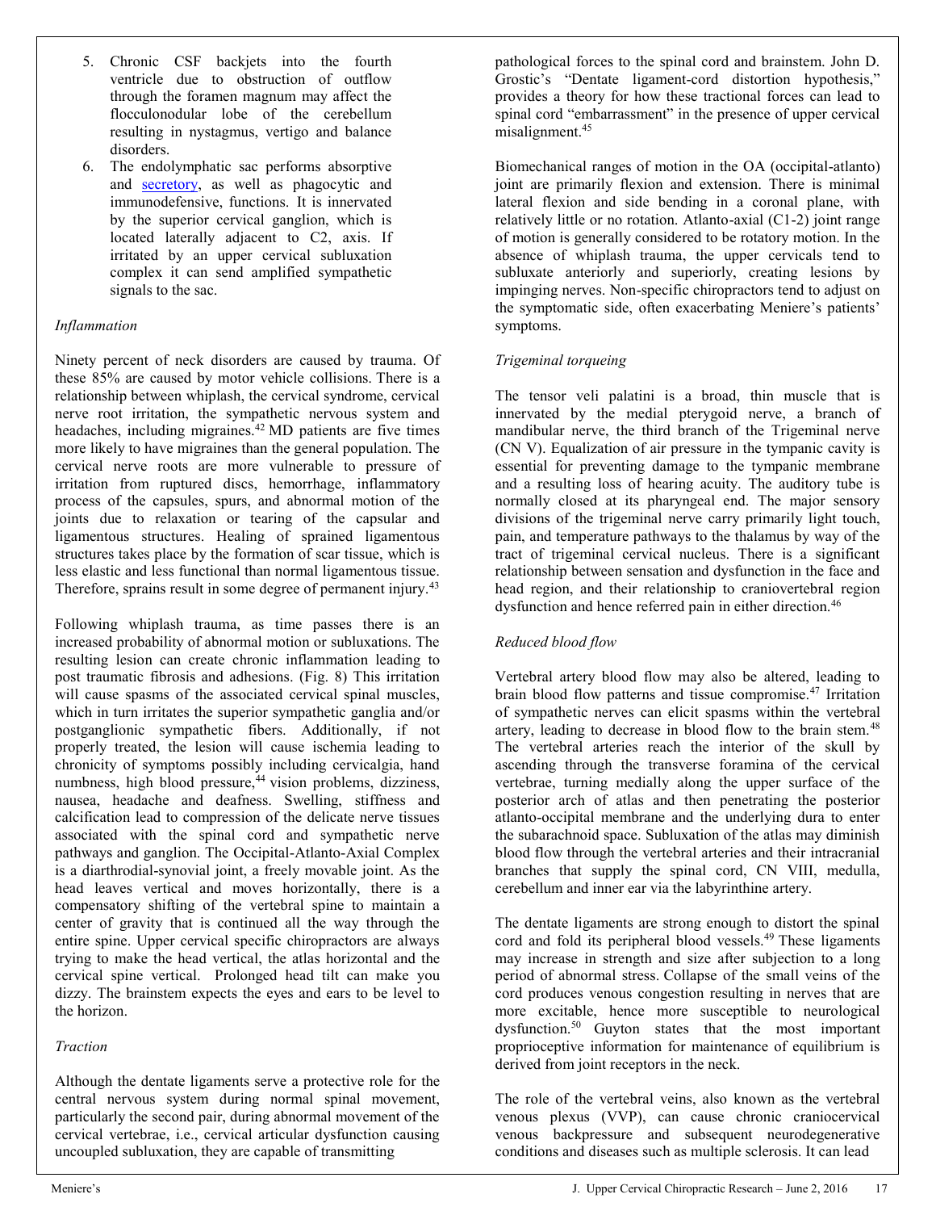5. Chronic CSF backjets into the fourth ventricle due to obstruction of outflow through the foramen magnum may affect the flocculonodular lobe of the cerebellum resulting in nystagmus, vertigo and balance disorders.
6. The endolymphatic sac performs absorptive and secretory, as well as phagocytic and immunodefensive, functions. It is innervated by the superior cervical ganglion, which is located laterally adjacent to C2, axis. If irritated by an upper cervical subluxation complex it can send amplified sympathetic signals to the sac.

*Inflammation*

Ninety percent of neck disorders are caused by trauma. Of these 85% are caused by motor vehicle collisions. There is a relationship between whiplash, the cervical syndrome, cervical nerve root irritation, the sympathetic nervous system and headaches, including migraines.[42] MD patients are five times more likely to have migraines than the general population. The cervical nerve roots are more vulnerable to pressure of irritation from ruptured discs, hemorrhage, inflammatory process of the capsules, spurs, and abnormal motion of the joints due to relaxation or tearing of the capsular and ligamentous structures. Healing of sprained ligamentous structures takes place by the formation of scar tissue, which is less elastic and less functional than normal ligamentous tissue. Therefore, sprains result in some degree of permanent injury.[43]

Following whiplash trauma, as time passes there is an increased probability of abnormal motion or subluxations. The resulting lesion can create chronic inflammation leading to post traumatic fibrosis and adhesions. (Fig. 8) This irritation will cause spasms of the associated cervical spinal muscles, which in turn irritates the superior sympathetic ganglia and/or postganglionic sympathetic fibers. Additionally, if not properly treated, the lesion will cause ischemia leading to chronicity of symptoms possibly including cervicalgia, hand numbness, high blood pressure,[44] vision problems, dizziness, nausea, headache and deafness. Swelling, stiffness and calcification lead to compression of the delicate nerve tissues associated with the spinal cord and sympathetic nerve pathways and ganglion. The Occipital-Atlanto-Axial Complex is a diarthrodial-synovial joint, a freely movable joint. As the head leaves vertical and moves horizontally, there is a compensatory shifting of the vertebral spine to maintain a center of gravity that is continued all the way through the entire spine. Upper cervical specific chiropractors are always trying to make the head vertical, the atlas horizontal and the cervical spine vertical. Prolonged head tilt can make you dizzy. The brainstem expects the eyes and ears to be level to the horizon.

*Traction*

Although the dentate ligaments serve a protective role for the central nervous system during normal spinal movement, particularly the second pair, during abnormal movement of the cervical vertebrae, i.e., cervical articular dysfunction causing uncoupled subluxation, they are capable of transmitting pathological forces to the spinal cord and brainstem. John D. Grostic's "Dentate ligament-cord distortion hypothesis," provides a theory for how these tractional forces can lead to spinal cord "embarrassment" in the presence of upper cervical misalignment.[45]

Biomechanical ranges of motion in the OA (occipital-atlanto) joint are primarily flexion and extension. There is minimal lateral flexion and side bending in a coronal plane, with relatively little or no rotation. Atlanto-axial (C1-2) joint range of motion is generally considered to be rotatory motion. In the absence of whiplash trauma, the upper cervicals tend to subluxate anteriorly and superiorly, creating lesions by impinging nerves. Non-specific chiropractors tend to adjust on the symptomatic side, often exacerbating Meniere's patients' symptoms.

*Trigeminal torqueing*

The tensor veli palatini is a broad, thin muscle that is innervated by the medial pterygoid nerve, a branch of mandibular nerve, the third branch of the Trigeminal nerve (CN V). Equalization of air pressure in the tympanic cavity is essential for preventing damage to the tympanic membrane and a resulting loss of hearing acuity. The auditory tube is normally closed at its pharyngeal end. The major sensory divisions of the trigeminal nerve carry primarily light touch, pain, and temperature pathways to the thalamus by way of the tract of trigeminal cervical nucleus. There is a significant relationship between sensation and dysfunction in the face and head region, and their relationship to craniovertebral region dysfunction and hence referred pain in either direction.[46]

*Reduced blood flow*

Vertebral artery blood flow may also be altered, leading to brain blood flow patterns and tissue compromise.[47] Irritation of sympathetic nerves can elicit spasms within the vertebral artery, leading to decrease in blood flow to the brain stem.[48] The vertebral arteries reach the interior of the skull by ascending through the transverse foramina of the cervical vertebrae, turning medially along the upper surface of the posterior arch of atlas and then penetrating the posterior atlanto-occipital membrane and the underlying dura to enter the subarachnoid space. Subluxation of the atlas may diminish blood flow through the vertebral arteries and their intracranial branches that supply the spinal cord, CN VIII, medulla, cerebellum and inner ear via the labyrinthine artery.

The dentate ligaments are strong enough to distort the spinal cord and fold its peripheral blood vessels.[49] These ligaments may increase in strength and size after subjection to a long period of abnormal stress. Collapse of the small veins of the cord produces venous congestion resulting in nerves that are more excitable, hence more susceptible to neurological dysfunction.[50] Guyton states that the most important proprioceptive information for maintenance of equilibrium is derived from joint receptors in the neck.

The role of the vertebral veins, also known as the vertebral venous plexus (VVP), can cause chronic craniocervical venous backpressure and subsequent neurodegenerative conditions and diseases such as multiple sclerosis. It can lead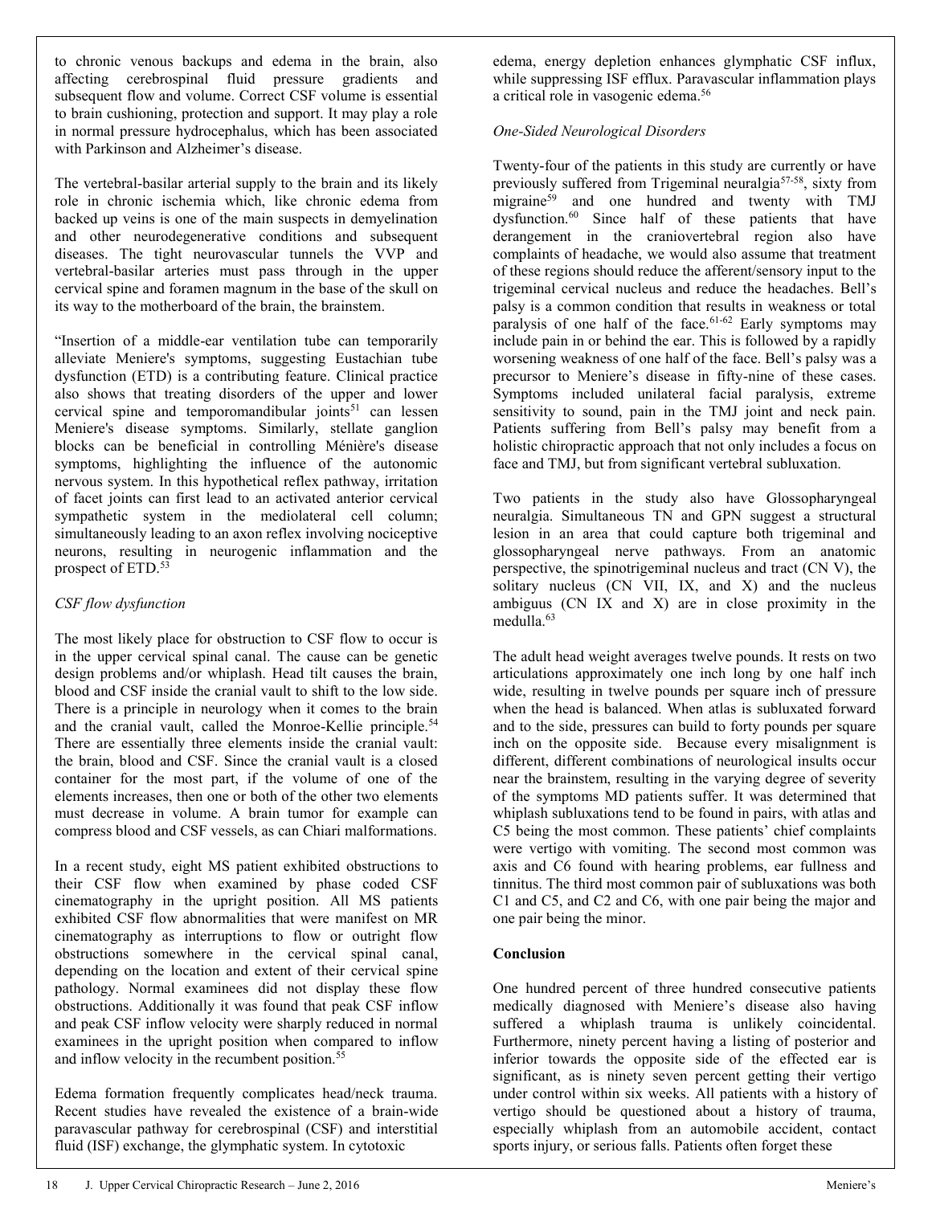to chronic venous backups and edema in the brain, also affecting cerebrospinal fluid pressure gradients and subsequent flow and volume. Correct CSF volume is essential to brain cushioning, protection and support. It may play a role in normal pressure hydrocephalus, which has been associated with Parkinson and Alzheimer's disease.

The vertebral-basilar arterial supply to the brain and its likely role in chronic ischemia which, like chronic edema from backed up veins is one of the main suspects in demyelination and other neurodegenerative conditions and subsequent diseases. The tight neurovascular tunnels the VVP and vertebral-basilar arteries must pass through in the upper cervical spine and foramen magnum in the base of the skull on its way to the motherboard of the brain, the brainstem.

"Insertion of a middle-ear ventilation tube can temporarily alleviate Meniere's symptoms, suggesting Eustachian tube dysfunction (ETD) is a contributing feature. Clinical practice also shows that treating disorders of the upper and lower cervical spine and temporomandibular joints[51] can lessen Meniere's disease symptoms. Similarly, stellate ganglion blocks can be beneficial in controlling Ménière's disease symptoms, highlighting the influence of the autonomic nervous system. In this hypothetical reflex pathway, irritation of facet joints can first lead to an activated anterior cervical sympathetic system in the mediolateral cell column; simultaneously leading to an axon reflex involving nociceptive neurons, resulting in neurogenic inflammation and the prospect of ETD.[53]

*CSF flow dysfunction*

The most likely place for obstruction to CSF flow to occur is in the upper cervical spinal canal. The cause can be genetic design problems and/or whiplash. Head tilt causes the brain, blood and CSF inside the cranial vault to shift to the low side. There is a principle in neurology when it comes to the brain and the cranial vault, called the Monroe-Kellie principle.[54] There are essentially three elements inside the cranial vault: the brain, blood and CSF. Since the cranial vault is a closed container for the most part, if the volume of one of the elements increases, then one or both of the other two elements must decrease in volume. A brain tumor for example can compress blood and CSF vessels, as can Chiari malformations.

In a recent study, eight MS patient exhibited obstructions to their CSF flow when examined by phase coded CSF cinematography in the upright position. All MS patients exhibited CSF flow abnormalities that were manifest on MR cinematography as interruptions to flow or outright flow obstructions somewhere in the cervical spinal canal, depending on the location and extent of their cervical spine pathology. Normal examinees did not display these flow obstructions. Additionally it was found that peak CSF inflow and peak CSF inflow velocity were sharply reduced in normal examinees in the upright position when compared to inflow and inflow velocity in the recumbent position.[55]

Edema formation frequently complicates head/neck trauma. Recent studies have revealed the existence of a brain-wide paravascular pathway for cerebrospinal (CSF) and interstitial fluid (ISF) exchange, the glymphatic system. In cytotoxic edema, energy depletion enhances glymphatic CSF influx, while suppressing ISF efflux. Paravascular inflammation plays a critical role in vasogenic edema.[56]

*One-Sided Neurological Disorders*

Twenty-four of the patients in this study are currently or have previously suffered from Trigeminal neuralgia[57-58], sixty from migraine[59] and one hundred and twenty with TMJ dysfunction.[60] Since half of these patients that have derangement in the craniovertebral region also have complaints of headache, we would also assume that treatment of these regions should reduce the afferent/sensory input to the trigeminal cervical nucleus and reduce the headaches. Bell's palsy is a common condition that results in weakness or total paralysis of one half of the face.[61-62] Early symptoms may include pain in or behind the ear. This is followed by a rapidly worsening weakness of one half of the face. Bell's palsy was a precursor to Meniere's disease in fifty-nine of these cases. Symptoms included unilateral facial paralysis, extreme sensitivity to sound, pain in the TMJ joint and neck pain. Patients suffering from Bell's palsy may benefit from a holistic chiropractic approach that not only includes a focus on face and TMJ, but from significant vertebral subluxation.

Two patients in the study also have Glossopharyngeal neuralgia. Simultaneous TN and GPN suggest a structural lesion in an area that could capture both trigeminal and glossopharyngeal nerve pathways. From an anatomic perspective, the spinotrigeminal nucleus and tract (CN V), the solitary nucleus (CN VII, IX, and X) and the nucleus ambiguus (CN IX and X) are in close proximity in the medulla.[63]

The adult head weight averages twelve pounds. It rests on two articulations approximately one inch long by one half inch wide, resulting in twelve pounds per square inch of pressure when the head is balanced. When atlas is subluxated forward and to the side, pressures can build to forty pounds per square inch on the opposite side. Because every misalignment is different, different combinations of neurological insults occur near the brainstem, resulting in the varying degree of severity of the symptoms MD patients suffer. It was determined that whiplash subluxations tend to be found in pairs, with atlas and C5 being the most common. These patients' chief complaints were vertigo with vomiting. The second most common was axis and C6 found with hearing problems, ear fullness and tinnitus. The third most common pair of subluxations was both C1 and C5, and C2 and C6, with one pair being the major and one pair being the minor.

**Conclusion**

One hundred percent of three hundred consecutive patients medically diagnosed with Meniere's disease also having suffered a whiplash trauma is unlikely coincidental. Furthermore, ninety percent having a listing of posterior and inferior towards the opposite side of the effected ear is significant, as is ninety seven percent getting their vertigo under control within six weeks. All patients with a history of vertigo should be questioned about a history of trauma, especially whiplash from an automobile accident, contact sports injury, or serious falls. Patients often forget these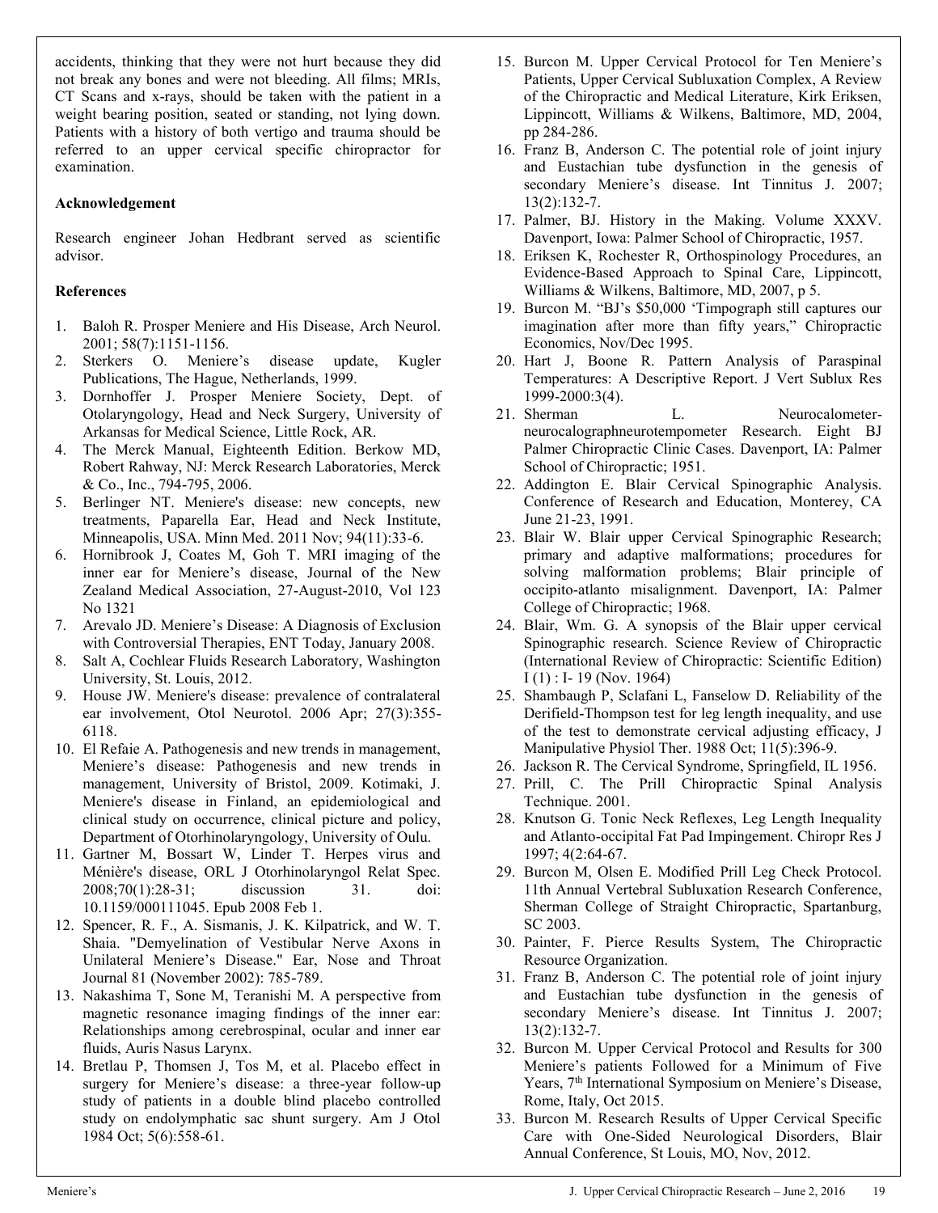accidents, thinking that they were not hurt because they did not break any bones and were not bleeding. All films; MRIs, CT Scans and x-rays, should be taken with the patient in a weight bearing position, seated or standing, not lying down. Patients with a history of both vertigo and trauma should be referred to an upper cervical specific chiropractor for examination.

**Acknowledgement**

Research engineer Johan Hedbrant served as scientific advisor.

**References**

1. Baloh R. Prosper Meniere and His Disease, Arch Neurol. 2001; 58(7):1151-1156.
2. Sterkers O. Meniere's disease update, Kugler Publications, The Hague, Netherlands, 1999.
3. Dornhoffer J. Prosper Meniere Society, Dept. of Otolaryngology, Head and Neck Surgery, University of Arkansas for Medical Science, Little Rock, AR.
4. The Merck Manual, Eighteenth Edition. Berkow MD, Robert Rahway, NJ: Merck Research Laboratories, Merck & Co., Inc., 794-795, 2006.
5. Berlinger NT. Meniere's disease: new concepts, new treatments, Paparella Ear, Head and Neck Institute, Minneapolis, USA. Minn Med. 2011 Nov; 94(11):33-6.
6. Hornibrook J, Coates M, Goh T. MRI imaging of the inner ear for Meniere's disease, Journal of the New Zealand Medical Association, 27-August-2010, Vol 123 No 1321
7. Arevalo JD. Meniere's Disease: A Diagnosis of Exclusion with Controversial Therapies, ENT Today, January 2008.
8. Salt A, Cochlear Fluids Research Laboratory, Washington University, St. Louis, 2012.
9. House JW. Meniere's disease: prevalence of contralateral ear involvement, Otol Neurotol. 2006 Apr; 27(3):355-6118.
10. El Refaie A. Pathogenesis and new trends in management, Meniere's disease: Pathogenesis and new trends in management, University of Bristol, 2009. Kotimaki, J. Meniere's disease in Finland, an epidemiological and clinical study on occurrence, clinical picture and policy, Department of Otorhinolaryngology, University of Oulu.
11. Gartner M, Bossart W, Linder T. Herpes virus and Ménière's disease, ORL J Otorhinolaryngol Relat Spec. 2008;70(1):28-31; discussion 31. doi: 10.1159/000111045. Epub 2008 Feb 1.
12. Spencer, R. F., A. Sismanis, J. K. Kilpatrick, and W. T. Shaia. "Demyelination of Vestibular Nerve Axons in Unilateral Meniere's Disease." Ear, Nose and Throat Journal 81 (November 2002): 785-789.
13. Nakashima T, Sone M, Teranishi M. A perspective from magnetic resonance imaging findings of the inner ear: Relationships among cerebrospinal, ocular and inner ear fluids, Auris Nasus Larynx.
14. Bretlau P, Thomsen J, Tos M, et al. Placebo effect in surgery for Meniere's disease: a three-year follow-up study of patients in a double blind placebo controlled study on endolymphatic sac shunt surgery. Am J Otol 1984 Oct; 5(6):558-61.
15. Burcon M. Upper Cervical Protocol for Ten Meniere's Patients, Upper Cervical Subluxation Complex, A Review of the Chiropractic and Medical Literature, Kirk Eriksen, Lippincott, Williams & Wilkens, Baltimore, MD, 2004, pp 284-286.
16. Franz B, Anderson C. The potential role of joint injury and Eustachian tube dysfunction in the genesis of secondary Meniere's disease. Int Tinnitus J. 2007; 13(2):132-7.
17. Palmer, BJ. History in the Making. Volume XXXV. Davenport, Iowa: Palmer School of Chiropractic, 1957.
18. Eriksen K, Rochester R, Orthospinology Procedures, an Evidence-Based Approach to Spinal Care, Lippincott, Williams & Wilkens, Baltimore, MD, 2007, p 5.
19. Burcon M. "BJ's $50,000 'Timpograph still captures our imagination after more than fifty years," Chiropractic Economics, Nov/Dec 1995.
20. Hart J, Boone R. Pattern Analysis of Paraspinal Temperatures: A Descriptive Report. J Vert Sublux Res 1999-2000:3(4).
21. Sherman L. Neurocalometer-neurocalographneurotempometer Research. Eight BJ Palmer Chiropractic Clinic Cases. Davenport, IA: Palmer School of Chiropractic; 1951.
22. Addington E. Blair Cervical Spinographic Analysis. Conference of Research and Education, Monterey, CA June 21-23, 1991.
23. Blair W. Blair upper Cervical Spinographic Research; primary and adaptive malformations; procedures for solving malformation problems; Blair principle of occipito-atlanto misalignment. Davenport, IA: Palmer College of Chiropractic; 1968.
24. Blair, Wm. G. A synopsis of the Blair upper cervical Spinographic research. Science Review of Chiropractic (International Review of Chiropractic: Scientific Edition) I (1) : I- 19 (Nov. 1964)
25. Shambaugh P, Sclafani L, Fanselow D. Reliability of the Derifield-Thompson test for leg length inequality, and use of the test to demonstrate cervical adjusting efficacy, J Manipulative Physiol Ther. 1988 Oct; 11(5):396-9.
26. Jackson R. The Cervical Syndrome, Springfield, IL 1956.
27. Prill, C. The Prill Chiropractic Spinal Analysis Technique. 2001.
28. Knutson G. Tonic Neck Reflexes, Leg Length Inequality and Atlanto-occipital Fat Pad Impingement. Chiropr Res J 1997; 4(2:64-67.
29. Burcon M, Olsen E. Modified Prill Leg Check Protocol. 11th Annual Vertebral Subluxation Research Conference, Sherman College of Straight Chiropractic, Spartanburg, SC 2003.
30. Painter, F. Pierce Results System, The Chiropractic Resource Organization.
31. Franz B, Anderson C. The potential role of joint injury and Eustachian tube dysfunction in the genesis of secondary Meniere's disease. Int Tinnitus J. 2007; 13(2):132-7.
32. Burcon M. Upper Cervical Protocol and Results for 300 Meniere's patients Followed for a Minimum of Five Years, 7th International Symposium on Meniere's Disease, Rome, Italy, Oct 2015.
33. Burcon M. Research Results of Upper Cervical Specific Care with One-Sided Neurological Disorders, Blair Annual Conference, St Louis, MO, Nov, 2012.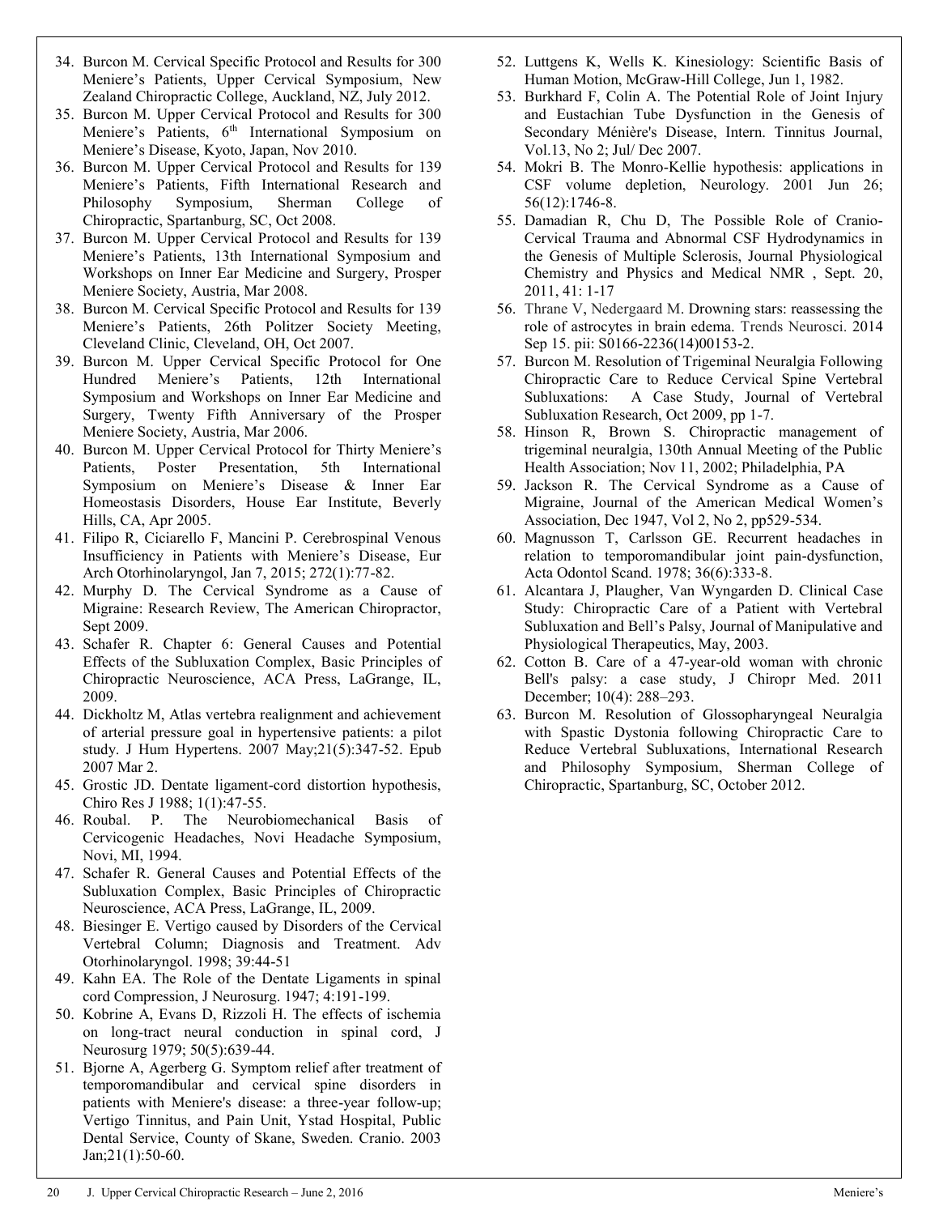34. Burcon M. Cervical Specific Protocol and Results for 300 Meniere's Patients, Upper Cervical Symposium, New Zealand Chiropractic College, Auckland, NZ, July 2012.
35. Burcon M. Upper Cervical Protocol and Results for 300 Meniere's Patients, 6th International Symposium on Meniere's Disease, Kyoto, Japan, Nov 2010.
36. Burcon M. Upper Cervical Protocol and Results for 139 Meniere's Patients, Fifth International Research and Philosophy Symposium, Sherman College of Chiropractic, Spartanburg, SC, Oct 2008.
37. Burcon M. Upper Cervical Protocol and Results for 139 Meniere's Patients, 13th International Symposium and Workshops on Inner Ear Medicine and Surgery, Prosper Meniere Society, Austria, Mar 2008.
38. Burcon M. Cervical Specific Protocol and Results for 139 Meniere's Patients, 26th Politzer Society Meeting, Cleveland Clinic, Cleveland, OH, Oct 2007.
39. Burcon M. Upper Cervical Specific Protocol for One Hundred Meniere's Patients, 12th International Symposium and Workshops on Inner Ear Medicine and Surgery, Twenty Fifth Anniversary of the Prosper Meniere Society, Austria, Mar 2006.
40. Burcon M. Upper Cervical Protocol for Thirty Meniere's Patients, Poster Presentation, 5th International Symposium on Meniere's Disease & Inner Ear Homeostasis Disorders, House Ear Institute, Beverly Hills, CA, Apr 2005.
41. Filipo R, Ciciarello F, Mancini P. Cerebrospinal Venous Insufficiency in Patients with Meniere's Disease, Eur Arch Otorhinolaryngol, Jan 7, 2015; 272(1):77-82.
42. Murphy D. The Cervical Syndrome as a Cause of Migraine: Research Review, The American Chiropractor, Sept 2009.
43. Schafer R. Chapter 6: General Causes and Potential Effects of the Subluxation Complex, Basic Principles of Chiropractic Neuroscience, ACA Press, LaGrange, IL, 2009.
44. Dickholtz M, Atlas vertebra realignment and achievement of arterial pressure goal in hypertensive patients: a pilot study. J Hum Hypertens. 2007 May;21(5):347-52. Epub 2007 Mar 2.
45. Grostic JD. Dentate ligament-cord distortion hypothesis, Chiro Res J 1988; 1(1):47-55.
46. Roubal. P. The Neurobiomechanical Basis of Cervicogenic Headaches, Novi Headache Symposium, Novi, MI, 1994.
47. Schafer R. General Causes and Potential Effects of the Subluxation Complex, Basic Principles of Chiropractic Neuroscience, ACA Press, LaGrange, IL, 2009.
48. Biesinger E. Vertigo caused by Disorders of the Cervical Vertebral Column; Diagnosis and Treatment. Adv Otorhinolaryngol. 1998; 39:44-51
49. Kahn EA. The Role of the Dentate Ligaments in spinal cord Compression, J Neurosurg. 1947; 4:191-199.
50. Kobrine A, Evans D, Rizzoli H. The effects of ischemia on long-tract neural conduction in spinal cord, J Neurosurg 1979; 50(5):639-44.
51. Bjorne A, Agerberg G. Symptom relief after treatment of temporomandibular and cervical spine disorders in patients with Meniere's disease: a three-year follow-up; Vertigo Tinnitus, and Pain Unit, Ystad Hospital, Public Dental Service, County of Skane, Sweden. Cranio. 2003 Jan;21(1):50-60.
52. Luttgens K, Wells K. Kinesiology: Scientific Basis of Human Motion, McGraw-Hill College, Jun 1, 1982.
53. Burkhard F, Colin A. The Potential Role of Joint Injury and Eustachian Tube Dysfunction in the Genesis of Secondary Ménière's Disease, Intern. Tinnitus Journal, Vol.13, No 2; Jul/ Dec 2007.
54. Mokri B. The Monro-Kellie hypothesis: applications in CSF volume depletion, Neurology. 2001 Jun 26; 56(12):1746-8.
55. Damadian R, Chu D, The Possible Role of Cranio-Cervical Trauma and Abnormal CSF Hydrodynamics in the Genesis of Multiple Sclerosis, Journal Physiological Chemistry and Physics and Medical NMR , Sept. 20, 2011, 41: 1-17
56. Thrane V, Nedergaard M. Drowning stars: reassessing the role of astrocytes in brain edema. Trends Neurosci. 2014 Sep 15. pii: S0166-2236(14)00153-2.
57. Burcon M. Resolution of Trigeminal Neuralgia Following Chiropractic Care to Reduce Cervical Spine Vertebral Subluxations: A Case Study, Journal of Vertebral Subluxation Research, Oct 2009, pp 1-7.
58. Hinson R, Brown S. Chiropractic management of trigeminal neuralgia, 130th Annual Meeting of the Public Health Association; Nov 11, 2002; Philadelphia, PA
59. Jackson R. The Cervical Syndrome as a Cause of Migraine, Journal of the American Medical Women's Association, Dec 1947, Vol 2, No 2, pp529-534.
60. Magnusson T, Carlsson GE. Recurrent headaches in relation to temporomandibular joint pain-dysfunction, Acta Odontol Scand. 1978; 36(6):333-8.
61. Alcantara J, Plaugher, Van Wyngarden D. Clinical Case Study: Chiropractic Care of a Patient with Vertebral Subluxation and Bell's Palsy, Journal of Manipulative and Physiological Therapeutics, May, 2003.
62. Cotton B. Care of a 47-year-old woman with chronic Bell's palsy: a case study, J Chiropr Med. 2011 December; 10(4): 288–293.
63. Burcon M. Resolution of Glossopharyngeal Neuralgia with Spastic Dystonia following Chiropractic Care to Reduce Vertebral Subluxations, International Research and Philosophy Symposium, Sherman College of Chiropractic, Spartanburg, SC, October 2012.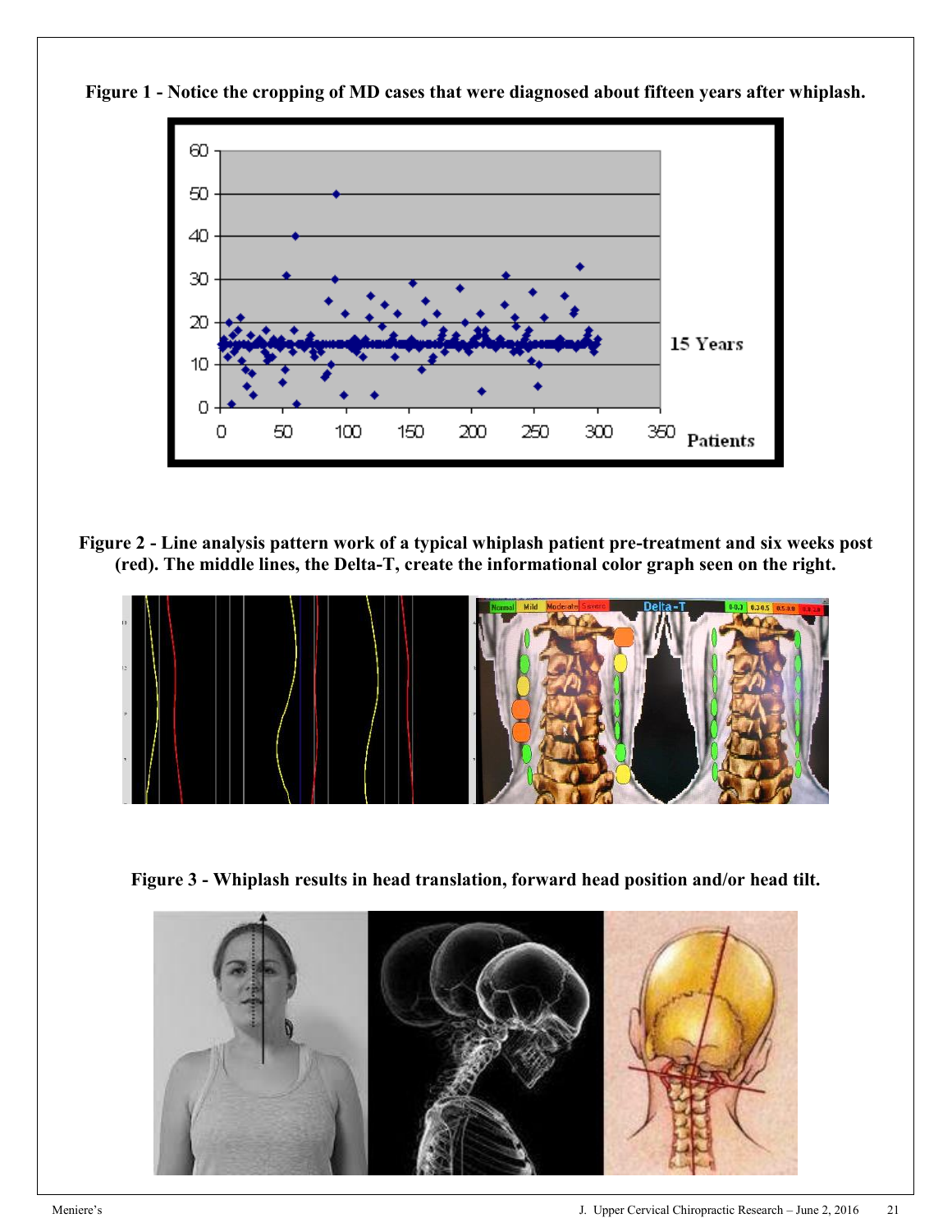**Figure 1 - Notice the cropping of MD cases that were diagnosed about fifteen years after whiplash.**

**Figure 2 - Line analysis pattern work of a typical whiplash patient pre-treatment and six weeks post (red). The middle lines, the Delta-T, create the informational color graph seen on the right.**

**Figure 3 - Whiplash results in head translation, forward head position and/or head tilt.**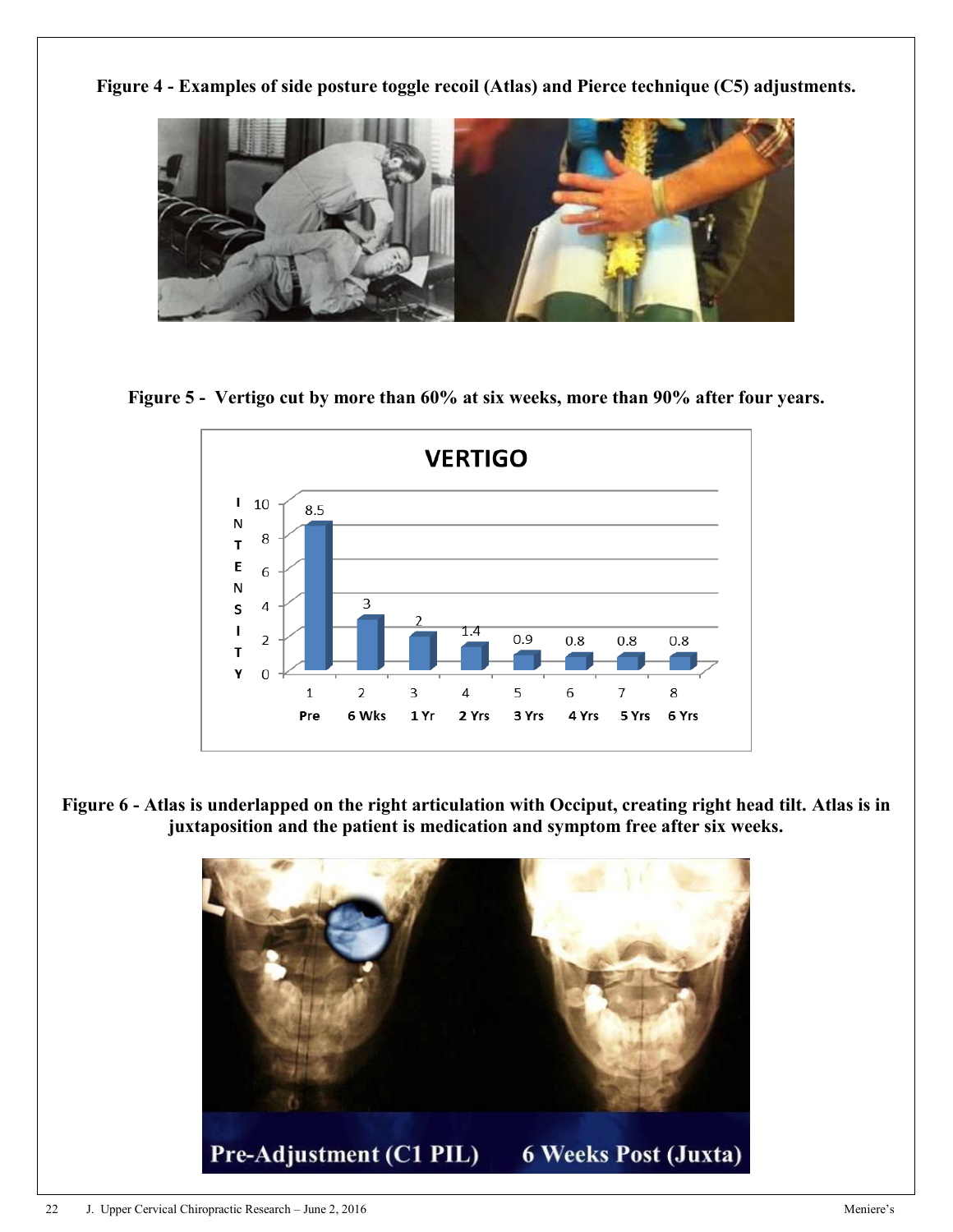**Figure 4 - Examples of side posture toggle recoil (Atlas) and Pierce technique (C5) adjustments.**

**Figure 5 - Vertigo cut by more than 60% at six weeks, more than 90% after four years.**

**Figure 6 - Atlas is underlapped on the right articulation with Occiput, creating right head tilt. Atlas is in juxtaposition and the patient is medication and symptom free after six weeks.**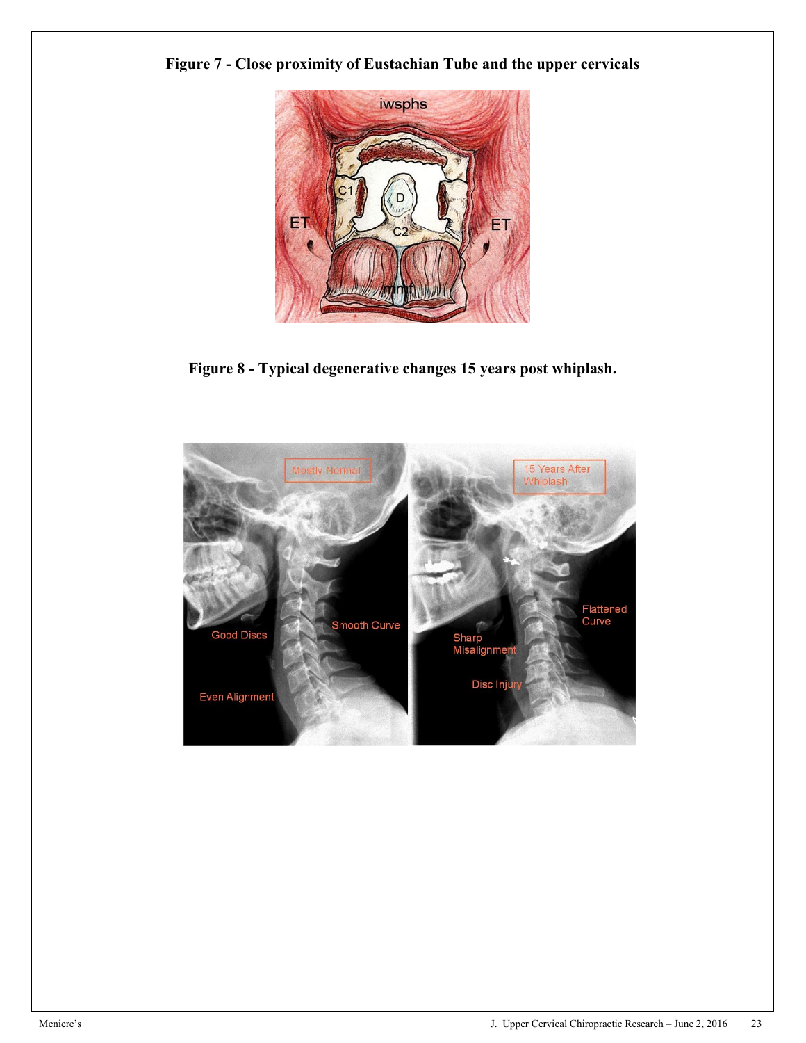**Figure 7 - Close proximity of Eustachian Tube and the upper cervicals**

iwsphs

C1

D

C2

ET

ET

mmf

**Figure 8 - Typical degenerative changes 15 years post whiplash.**

Mostly Normal

Good Discs

Smooth Curve

Even Alignment

15 Years After Whiplash

Flattened Curve

Sharp Misalignment

Disc Injury